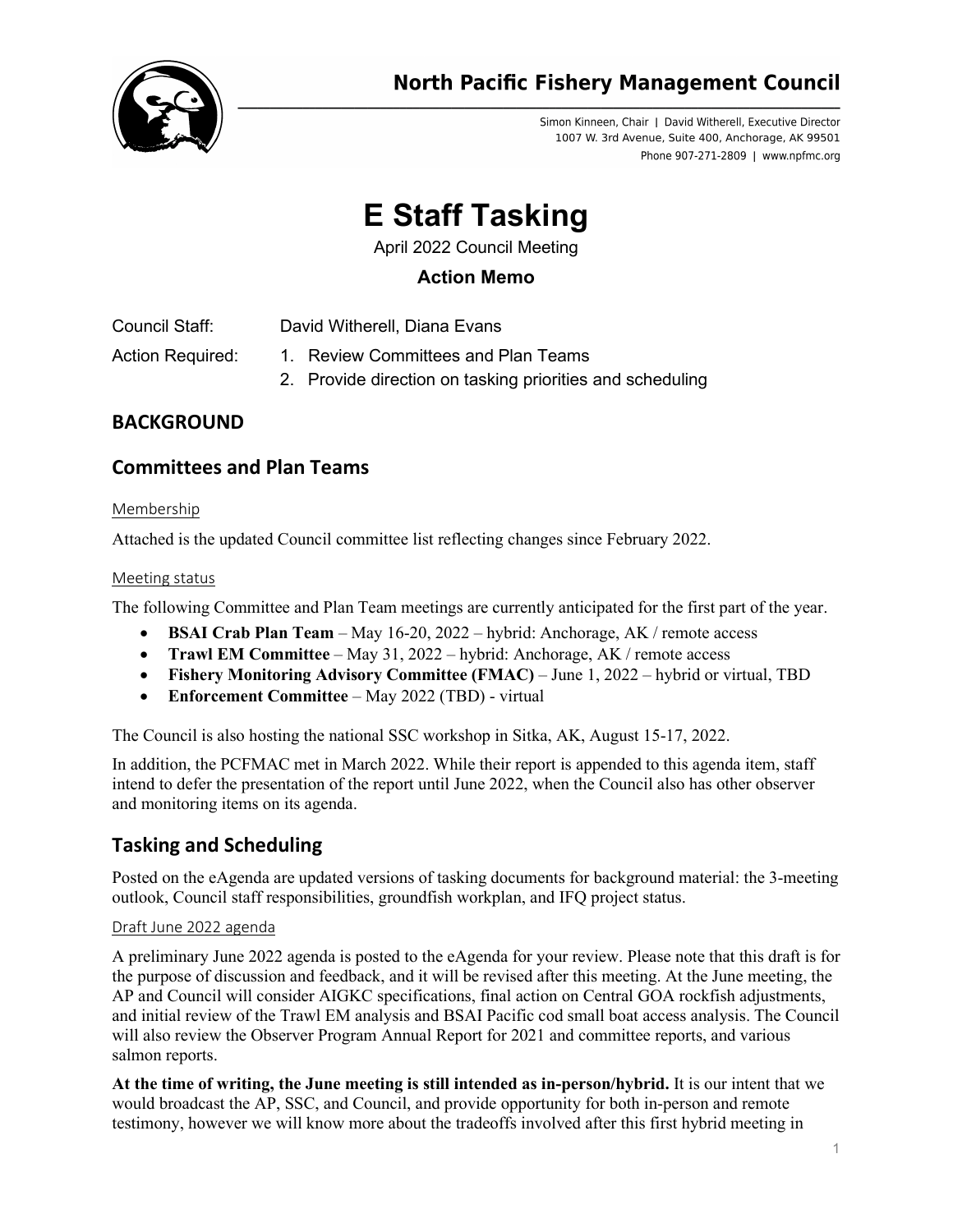North Pacific Fishery Management Council

Simon Kinneen, Chair | David Witherell, Executive Director
1007 W. 3rd Avenue, Suite 400, Anchorage, AK 99501
Phone 907-271-2809 | www.npfmc.org

# E Staff Tasking

April 2022 Council Meeting

**Action Memo**

Council Staff: David Witherell, Diana Evans

Action Required:
1. Review Committees and Plan Teams
2. Provide direction on tasking priorities and scheduling

## BACKGROUND

## Committees and Plan Teams

### Membership

Attached is the updated Council committee list reflecting changes since February 2022.

### Meeting status

The following Committee and Plan Team meetings are currently anticipated for the first part of the year.

- **BSAI Crab Plan Team** – May 16-20, 2022 – hybrid: Anchorage, AK / remote access
- **Trawl EM Committee** – May 31, 2022 – hybrid: Anchorage, AK / remote access
- **Fishery Monitoring Advisory Committee (FMAC)** – June 1, 2022 – hybrid or virtual, TBD
- **Enforcement Committee** – May 2022 (TBD) - virtual

The Council is also hosting the national SSC workshop in Sitka, AK, August 15-17, 2022.

In addition, the PCFMAC met in March 2022. While their report is appended to this agenda item, staff intend to defer the presentation of the report until June 2022, when the Council also has other observer and monitoring items on its agenda.

## Tasking and Scheduling

Posted on the eAgenda are updated versions of tasking documents for background material: the 3-meeting outlook, Council staff responsibilities, groundfish workplan, and IFQ project status.

### Draft June 2022 agenda

A preliminary June 2022 agenda is posted to the eAgenda for your review. Please note that this draft is for the purpose of discussion and feedback, and it will be revised after this meeting. At the June meeting, the AP and Council will consider AIGKC specifications, final action on Central GOA rockfish adjustments, and initial review of the Trawl EM analysis and BSAI Pacific cod small boat access analysis. The Council will also review the Observer Program Annual Report for 2021 and committee reports, and various salmon reports.

**At the time of writing, the June meeting is still intended as in-person/hybrid.** It is our intent that we would broadcast the AP, SSC, and Council, and provide opportunity for both in-person and remote testimony, however we will know more about the tradeoffs involved after this first hybrid meeting in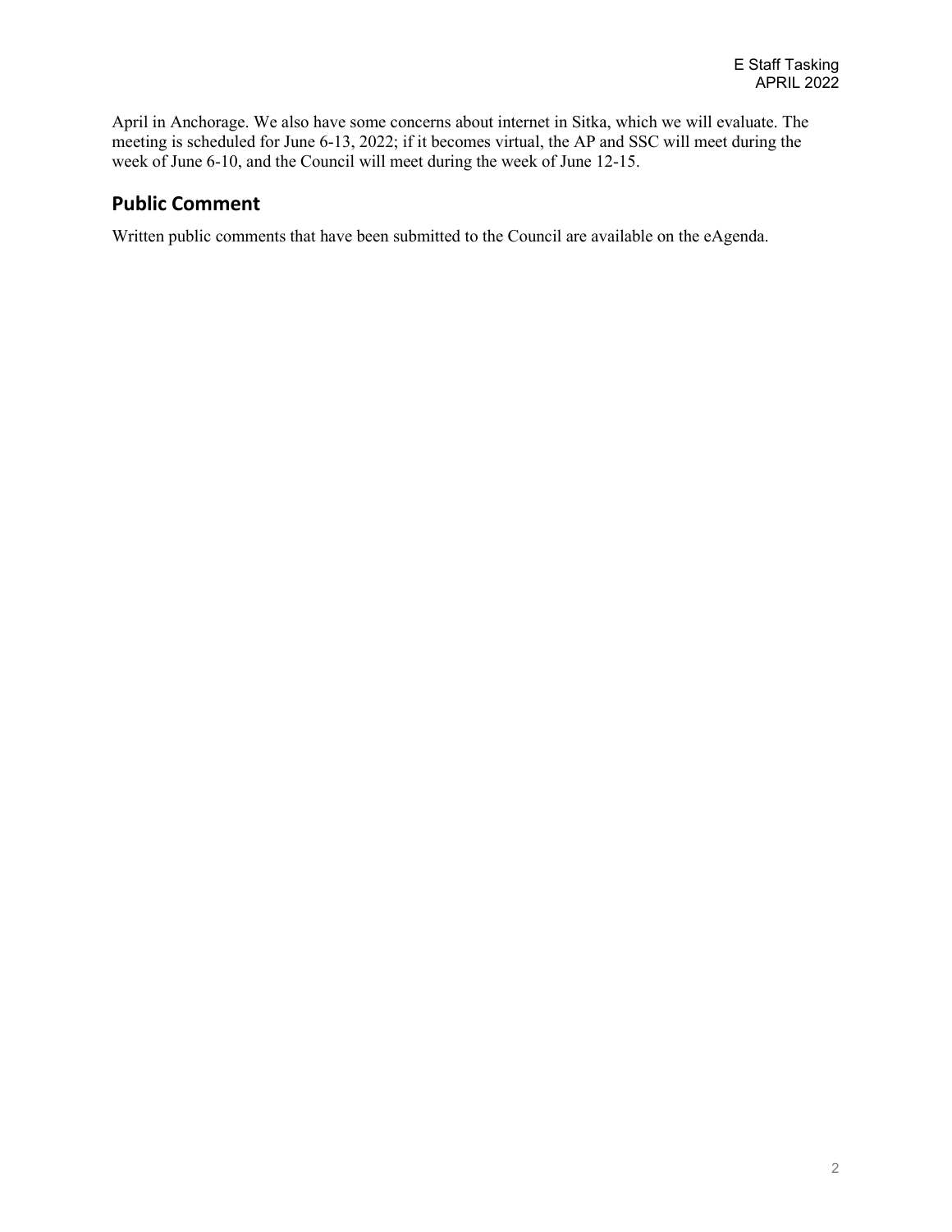April in Anchorage. We also have some concerns about internet in Sitka, which we will evaluate. The meeting is scheduled for June 6-13, 2022; if it becomes virtual, the AP and SSC will meet during the week of June 6-10, and the Council will meet during the week of June 12-15.

## Public Comment

Written public comments that have been submitted to the Council are available on the eAgenda.